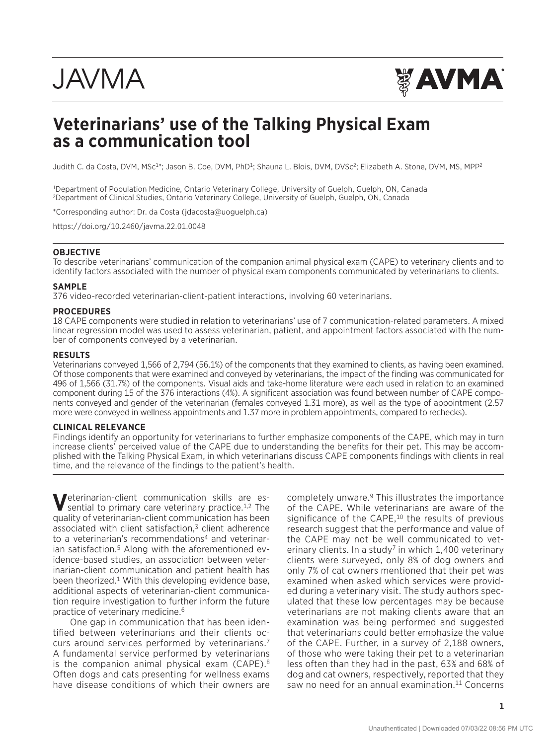JAVMA

# Veterinarians' use of the Talking Physical Exam as a communication tool

Judith C. da Costa, DVM, MSc[1*]; Jason B. Coe, DVM, PhD[1]; Shauna L. Blois, DVM, DVSc[2]; Elizabeth A. Stone, DVM, MS, MPP[2]

[1]Department of Population Medicine, Ontario Veterinary College, University of Guelph, Guelph, ON, Canada
[2]Department of Clinical Studies, Ontario Veterinary College, University of Guelph, Guelph, ON, Canada

*Corresponding author: Dr. da Costa (jdacosta@uoguelph.ca)

https://doi.org/10.2460/javma.22.01.0048

## OBJECTIVE

To describe veterinarians' communication of the companion animal physical exam (CAPE) to veterinary clients and to identify factors associated with the number of physical exam components communicated by veterinarians to clients.

## SAMPLE

376 video-recorded veterinarian-client-patient interactions, involving 60 veterinarians.

## PROCEDURES

18 CAPE components were studied in relation to veterinarians' use of 7 communication-related parameters. A mixed linear regression model was used to assess veterinarian, patient, and appointment factors associated with the number of components conveyed by a veterinarian.

## RESULTS

Veterinarians conveyed 1,566 of 2,794 (56.1%) of the components that they examined to clients, as having been examined. Of those components that were examined and conveyed by veterinarians, the impact of the finding was communicated for 496 of 1,566 (31.7%) of the components. Visual aids and take-home literature were each used in relation to an examined component during 15 of the 376 interactions (4%). A significant association was found between number of CAPE components conveyed and gender of the veterinarian (females conveyed 1.31 more), as well as the type of appointment (2.57 more were conveyed in wellness appointments and 1.37 more in problem appointments, compared to rechecks).

## CLINICAL RELEVANCE

Findings identify an opportunity for veterinarians to further emphasize components of the CAPE, which may in turn increase clients' perceived value of the CAPE due to understanding the benefits for their pet. This may be accomplished with the Talking Physical Exam, in which veterinarians discuss CAPE components findings with clients in real time, and the relevance of the findings to the patient's health.

Veterinarian-client communication skills are essential to primary care veterinary practice.[1,2] The quality of veterinarian-client communication has been associated with client satisfaction,[3] client adherence to a veterinarian's recommendations[4] and veterinarian satisfaction.[5] Along with the aforementioned evidence-based studies, an association between veterinarian-client communication and patient health has been theorized.[1] With this developing evidence base, additional aspects of veterinarian-client communication require investigation to further inform the future practice of veterinary medicine.[6]

One gap in communication that has been identified between veterinarians and their clients occurs around services performed by veterinarians.[7] A fundamental service performed by veterinarians is the companion animal physical exam (CAPE).[8] Often dogs and cats presenting for wellness exams have disease conditions of which their owners are completely unware.[9] This illustrates the importance of the CAPE. While veterinarians are aware of the significance of the CAPE,[10] the results of previous research suggest that the performance and value of the CAPE may not be well communicated to veterinary clients. In a study[7] in which 1,400 veterinary clients were surveyed, only 8% of dog owners and only 7% of cat owners mentioned that their pet was examined when asked which services were provided during a veterinary visit. The study authors speculated that these low percentages may be because veterinarians are not making clients aware that an examination was being performed and suggested that veterinarians could better emphasize the value of the CAPE. Further, in a survey of 2,188 owners, of those who were taking their pet to a veterinarian less often than they had in the past, 63% and 68% of dog and cat owners, respectively, reported that they saw no need for an annual examination.[11] Concerns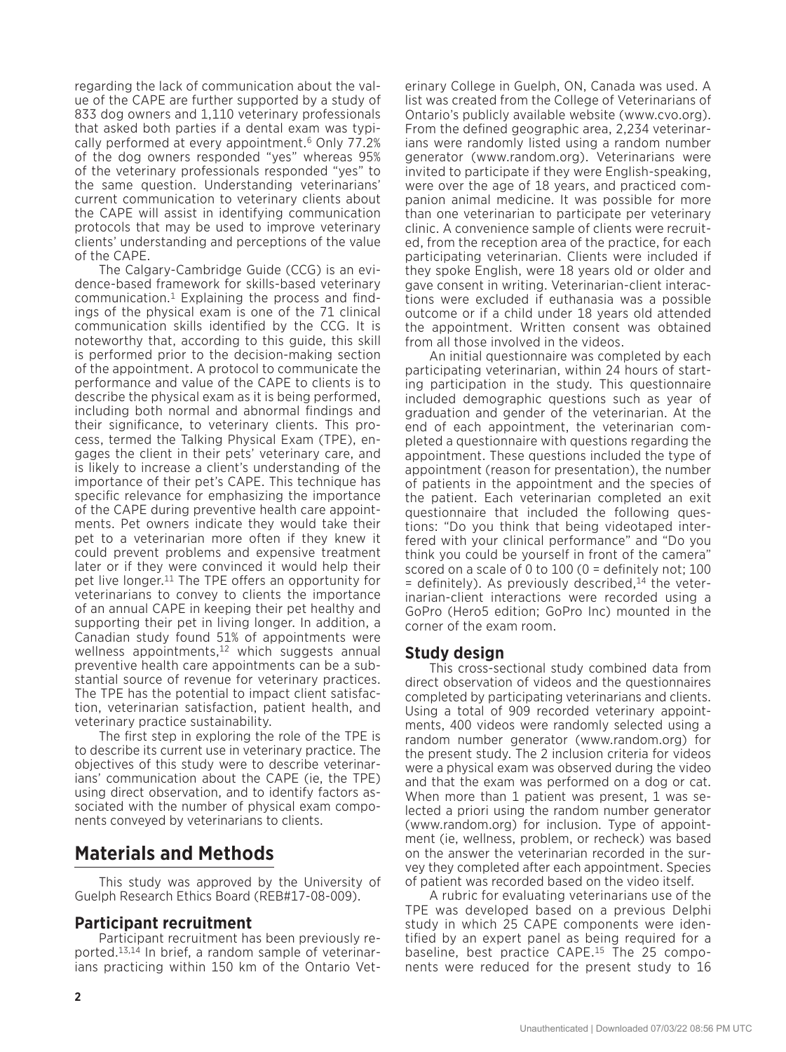regarding the lack of communication about the value of the CAPE are further supported by a study of 833 dog owners and 1,110 veterinary professionals that asked both parties if a dental exam was typically performed at every appointment.[6] Only 77.2% of the dog owners responded "yes" whereas 95% of the veterinary professionals responded "yes" to the same question. Understanding veterinarians' current communication to veterinary clients about the CAPE will assist in identifying communication protocols that may be used to improve veterinary clients' understanding and perceptions of the value of the CAPE.

The Calgary-Cambridge Guide (CCG) is an evidence-based framework for skills-based veterinary communication.[1] Explaining the process and findings of the physical exam is one of the 71 clinical communication skills identified by the CCG. It is noteworthy that, according to this guide, this skill is performed prior to the decision-making section of the appointment. A protocol to communicate the performance and value of the CAPE to clients is to describe the physical exam as it is being performed, including both normal and abnormal findings and their significance, to veterinary clients. This process, termed the Talking Physical Exam (TPE), engages the client in their pets' veterinary care, and is likely to increase a client's understanding of the importance of their pet's CAPE. This technique has specific relevance for emphasizing the importance of the CAPE during preventive health care appointments. Pet owners indicate they would take their pet to a veterinarian more often if they knew it could prevent problems and expensive treatment later or if they were convinced it would help their pet live longer.[11] The TPE offers an opportunity for veterinarians to convey to clients the importance of an annual CAPE in keeping their pet healthy and supporting their pet in living longer. In addition, a Canadian study found 51% of appointments were wellness appointments,[12] which suggests annual preventive health care appointments can be a substantial source of revenue for veterinary practices. The TPE has the potential to impact client satisfaction, veterinarian satisfaction, patient health, and veterinary practice sustainability.

The first step in exploring the role of the TPE is to describe its current use in veterinary practice. The objectives of this study were to describe veterinarians' communication about the CAPE (ie, the TPE) using direct observation, and to identify factors associated with the number of physical exam components conveyed by veterinarians to clients.

# Materials and Methods

This study was approved by the University of Guelph Research Ethics Board (REB#17-08-009).

## Participant recruitment

Participant recruitment has been previously reported.[13,14] In brief, a random sample of veterinarians practicing within 150 km of the Ontario Veterinary College in Guelph, ON, Canada was used. A list was created from the College of Veterinarians of Ontario's publicly available website (www.cvo.org). From the defined geographic area, 2,234 veterinarians were randomly listed using a random number generator (www.random.org). Veterinarians were invited to participate if they were English-speaking, were over the age of 18 years, and practiced companion animal medicine. It was possible for more than one veterinarian to participate per veterinary clinic. A convenience sample of clients were recruited, from the reception area of the practice, for each participating veterinarian. Clients were included if they spoke English, were 18 years old or older and gave consent in writing. Veterinarian-client interactions were excluded if euthanasia was a possible outcome or if a child under 18 years old attended the appointment. Written consent was obtained from all those involved in the videos.

An initial questionnaire was completed by each participating veterinarian, within 24 hours of starting participation in the study. This questionnaire included demographic questions such as year of graduation and gender of the veterinarian. At the end of each appointment, the veterinarian completed a questionnaire with questions regarding the appointment. These questions included the type of appointment (reason for presentation), the number of patients in the appointment and the species of the patient. Each veterinarian completed an exit questionnaire that included the following questions: "Do you think that being videotaped interfered with your clinical performance" and "Do you think you could be yourself in front of the camera" scored on a scale of 0 to 100 (0 = definitely not; 100 = definitely). As previously described,[14] the veterinarian-client interactions were recorded using a GoPro (Hero5 edition; GoPro Inc) mounted in the corner of the exam room.

## Study design

This cross-sectional study combined data from direct observation of videos and the questionnaires completed by participating veterinarians and clients. Using a total of 909 recorded veterinary appointments, 400 videos were randomly selected using a random number generator (www.random.org) for the present study. The 2 inclusion criteria for videos were a physical exam was observed during the video and that the exam was performed on a dog or cat. When more than 1 patient was present, 1 was selected a priori using the random number generator (www.random.org) for inclusion. Type of appointment (ie, wellness, problem, or recheck) was based on the answer the veterinarian recorded in the survey they completed after each appointment. Species of patient was recorded based on the video itself.

A rubric for evaluating veterinarians use of the TPE was developed based on a previous Delphi study in which 25 CAPE components were identified by an expert panel as being required for a baseline, best practice CAPE.[15] The 25 components were reduced for the present study to 16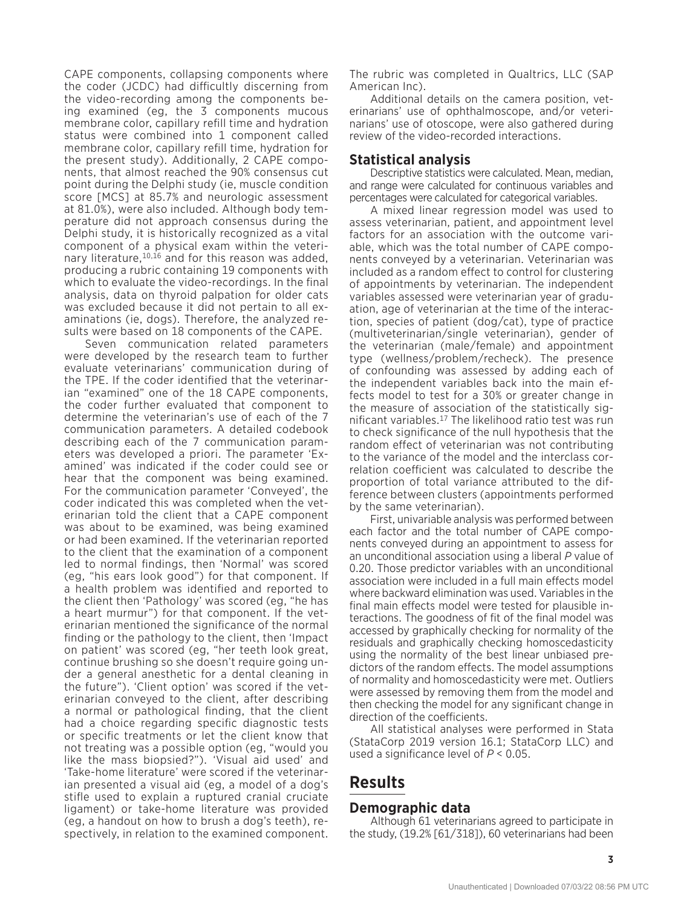CAPE components, collapsing components where the coder (JCDC) had difficultly discerning from the video-recording among the components being examined (eg, the 3 components mucous membrane color, capillary refill time and hydration status were combined into 1 component called membrane color, capillary refill time, hydration for the present study). Additionally, 2 CAPE components, that almost reached the 90% consensus cut point during the Delphi study (ie, muscle condition score [MCS] at 85.7% and neurologic assessment at 81.0%), were also included. Although body temperature did not approach consensus during the Delphi study, it is historically recognized as a vital component of a physical exam within the veterinary literature,[10,16] and for this reason was added, producing a rubric containing 19 components with which to evaluate the video-recordings. In the final analysis, data on thyroid palpation for older cats was excluded because it did not pertain to all examinations (ie, dogs). Therefore, the analyzed results were based on 18 components of the CAPE.

Seven communication related parameters were developed by the research team to further evaluate veterinarians' communication during of the TPE. If the coder identified that the veterinarian "examined" one of the 18 CAPE components, the coder further evaluated that component to determine the veterinarian's use of each of the 7 communication parameters. A detailed codebook describing each of the 7 communication parameters was developed a priori. The parameter 'Examined' was indicated if the coder could see or hear that the component was being examined. For the communication parameter 'Conveyed', the coder indicated this was completed when the veterinarian told the client that a CAPE component was about to be examined, was being examined or had been examined. If the veterinarian reported to the client that the examination of a component led to normal findings, then 'Normal' was scored (eg, "his ears look good") for that component. If a health problem was identified and reported to the client then 'Pathology' was scored (eg, "he has a heart murmur") for that component. If the veterinarian mentioned the significance of the normal finding or the pathology to the client, then 'Impact on patient' was scored (eg, "her teeth look great, continue brushing so she doesn't require going under a general anesthetic for a dental cleaning in the future"). 'Client option' was scored if the veterinarian conveyed to the client, after describing a normal or pathological finding, that the client had a choice regarding specific diagnostic tests or specific treatments or let the client know that not treating was a possible option (eg, "would you like the mass biopsied?"). 'Visual aid used' and 'Take-home literature' were scored if the veterinarian presented a visual aid (eg, a model of a dog's stifle used to explain a ruptured cranial cruciate ligament) or take-home literature was provided (eg, a handout on how to brush a dog's teeth), respectively, in relation to the examined component. The rubric was completed in Qualtrics, LLC (SAP American Inc).

Additional details on the camera position, veterinarians' use of ophthalmoscope, and/or veterinarians' use of otoscope, were also gathered during review of the video-recorded interactions.

## Statistical analysis

Descriptive statistics were calculated. Mean, median, and range were calculated for continuous variables and percentages were calculated for categorical variables.

A mixed linear regression model was used to assess veterinarian, patient, and appointment level factors for an association with the outcome variable, which was the total number of CAPE components conveyed by a veterinarian. Veterinarian was included as a random effect to control for clustering of appointments by veterinarian. The independent variables assessed were veterinarian year of graduation, age of veterinarian at the time of the interaction, species of patient (dog/cat), type of practice (multiveterinarian/single veterinarian), gender of the veterinarian (male/female) and appointment type (wellness/problem/recheck). The presence of confounding was assessed by adding each of the independent variables back into the main effects model to test for a 30% or greater change in the measure of association of the statistically significant variables.[17] The likelihood ratio test was run to check significance of the null hypothesis that the random effect of veterinarian was not contributing to the variance of the model and the interclass correlation coefficient was calculated to describe the proportion of total variance attributed to the difference between clusters (appointments performed by the same veterinarian).

First, univariable analysis was performed between each factor and the total number of CAPE components conveyed during an appointment to assess for an unconditional association using a liberal *P* value of 0.20. Those predictor variables with an unconditional association were included in a full main effects model where backward elimination was used. Variables in the final main effects model were tested for plausible interactions. The goodness of fit of the final model was accessed by graphically checking for normality of the residuals and graphically checking homoscedasticity using the normality of the best linear unbiased predictors of the random effects. The model assumptions of normality and homoscedasticity were met. Outliers were assessed by removing them from the model and then checking the model for any significant change in direction of the coefficients.

All statistical analyses were performed in Stata (StataCorp 2019 version 16.1; StataCorp LLC) and used a significance level of $P < 0.05$.

# Results

## Demographic data

Although 61 veterinarians agreed to participate in the study, (19.2% [61/318]), 60 veterinarians had been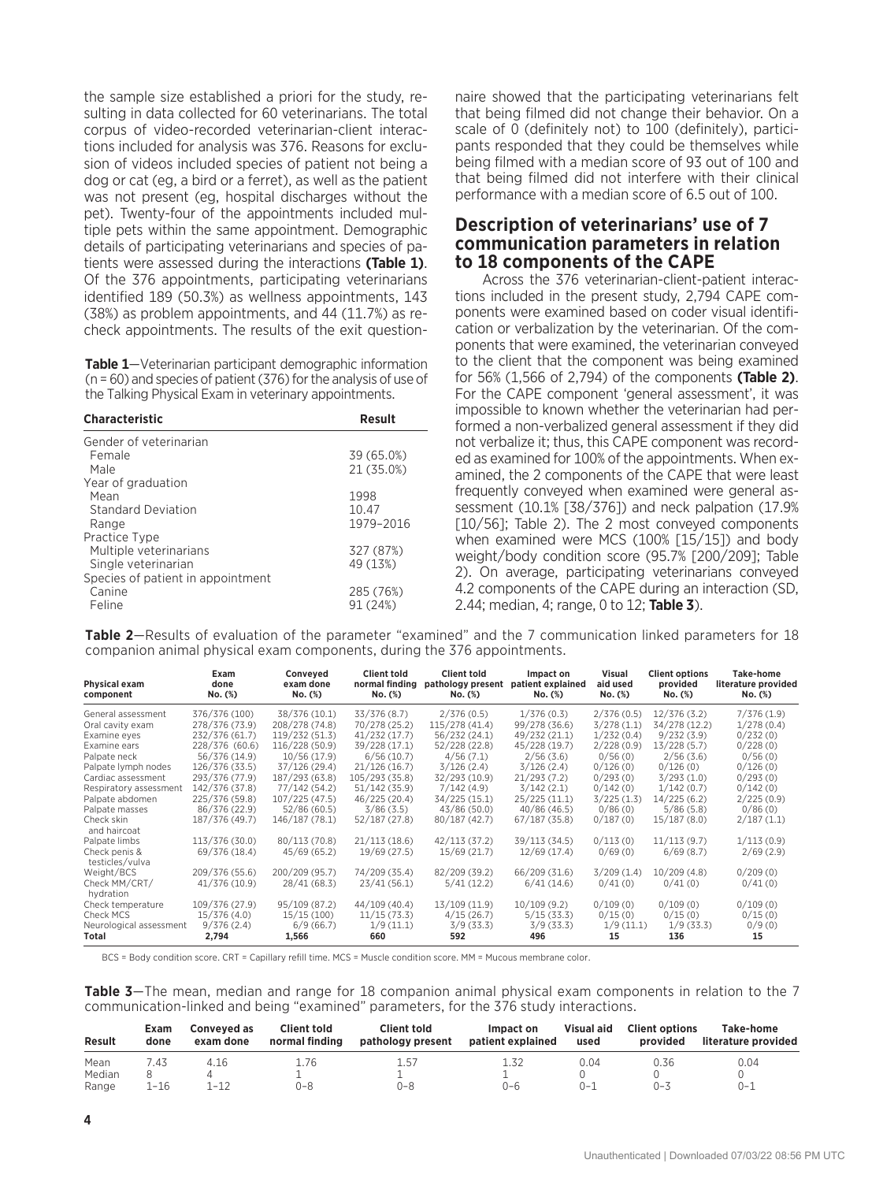the sample size established a priori for the study, resulting in data collected for 60 veterinarians. The total corpus of video-recorded veterinarian-client interactions included for analysis was 376. Reasons for exclusion of videos included species of patient not being a dog or cat (eg, a bird or a ferret), as well as the patient was not present (eg, hospital discharges without the pet). Twenty-four of the appointments included multiple pets within the same appointment. Demographic details of participating veterinarians and species of patients were assessed during the interactions **(Table 1)**. Of the 376 appointments, participating veterinarians identified 189 (50.3%) as wellness appointments, 143 (38%) as problem appointments, and 44 (11.7%) as recheck appointments. The results of the exit questionnaire showed that the participating veterinarians felt that being filmed did not change their behavior. On a scale of 0 (definitely not) to 100 (definitely), participants responded that they could be themselves while being filmed with a median score of 93 out of 100 and that being filmed did not interfere with their clinical performance with a median score of 6.5 out of 100.

**Table 1**—Veterinarian participant demographic information (n = 60) and species of patient (376) for the analysis of use of the Talking Physical Exam in veterinary appointments.

| Characteristic | Result |
|---|---|
| Gender of veterinarian | |
| Female | 39 (65.0%) |
| Male | 21 (35.0%) |
| Year of graduation | |
| Mean | 1998 |
| Standard Deviation | 10.47 |
| Range | 1979–2016 |
| Practice Type | |
| Multiple veterinarians | 327 (87%) |
| Single veterinarian | 49 (13%) |
| Species of patient in appointment | |
| Canine | 285 (76%) |
| Feline | 91 (24%) |

## Description of veterinarians' use of 7 communication parameters in relation to 18 components of the CAPE

Across the 376 veterinarian-client-patient interactions included in the present study, 2,794 CAPE components were examined based on coder visual identification or verbalization by the veterinarian. Of the components that were examined, the veterinarian conveyed to the client that the component was being examined for 56% (1,566 of 2,794) of the components **(Table 2)**. For the CAPE component 'general assessment', it was impossible to known whether the veterinarian had performed a non-verbalized general assessment if they did not verbalize it; thus, this CAPE component was recorded as examined for 100% of the appointments. When examined, the 2 components of the CAPE that were least frequently conveyed when examined were general assessment (10.1% [38/376]) and neck palpation (17.9% [10/56]; Table 2). The 2 most conveyed components when examined were MCS (100% [15/15]) and body weight/body condition score (95.7% [200/209]; Table 2). On average, participating veterinarians conveyed 4.2 components of the CAPE during an interaction (SD, 2.44; median, 4; range, 0 to 12; **Table 3**).

**Table 2**—Results of evaluation of the parameter "examined" and the 7 communication linked parameters for 18 companion animal physical exam components, during the 376 appointments.

| Physical exam component | Exam done No. (%) | Conveyed exam done No. (%) | Client told normal finding No. (%) | Client told pathology present No. (%) | Impact on patient explained No. (%) | Visual aid used No. (%) | Client options provided No. (%) | Take-home literature provided No. (%) |
|---|---|---|---|---|---|---|---|---|
| General assessment | 376/376 (100) | 38/376 (10.1) | 33/376 (8.7) | 2/376 (0.5) | 1/376 (0.3) | 2/376 (0.5) | 12/376 (3.2) | 7/376 (1.9) |
| Oral cavity exam | 278/376 (73.9) | 208/278 (74.8) | 70/278 (25.2) | 115/278 (41.4) | 99/278 (36.6) | 3/278 (1.1) | 34/278 (12.2) | 1/278 (0.4) |
| Examine eyes | 232/376 (61.7) | 119/232 (51.3) | 41/232 (17.7) | 56/232 (24.1) | 49/232 (21.1) | 1/232 (0.4) | 9/232 (3.9) | 0/232 (0) |
| Examine ears | 228/376 (60.6) | 116/228 (50.9) | 39/228 (17.1) | 52/228 (22.8) | 45/228 (19.7) | 2/228 (0.9) | 13/228 (5.7) | 0/228 (0) |
| Palpate neck | 56/376 (14.9) | 10/56 (17.9) | 6/56 (10.7) | 4/56 (7.1) | 2/56 (3.6) | 0/56 (0) | 2/56 (3.6) | 0/56 (0) |
| Palpate lymph nodes | 126/376 (33.5) | 37/126 (29.4) | 21/126 (16.7) | 3/126 (2.4) | 3/126 (2.4) | 0/126 (0) | 0/126 (0) | 0/126 (0) |
| Cardiac assessment | 293/376 (77.9) | 187/293 (63.8) | 105/293 (35.8) | 32/293 (10.9) | 21/293 (7.2) | 0/293 (0) | 3/293 (1.0) | 0/293 (0) |
| Respiratory assessment | 142/376 (37.8) | 77/142 (54.2) | 51/142 (35.9) | 7/142 (4.9) | 3/142 (2.1) | 0/142 (0) | 1/142 (0.7) | 0/142 (0) |
| Palpate abdomen | 225/376 (59.8) | 107/225 (47.5) | 46/225 (20.4) | 34/225 (15.1) | 25/225 (11.1) | 3/225 (1.3) | 14/225 (6.2) | 2/225 (0.9) |
| Palpate masses | 86/376 (22.9) | 52/86 (60.5) | 3/86 (3.5) | 43/86 (50.0) | 40/86 (46.5) | 0/86 (0) | 5/86 (5.8) | 0/86 (0) |
| Check skin and haircoat | 187/376 (49.7) | 146/187 (78.1) | 52/187 (27.8) | 80/187 (42.7) | 67/187 (35.8) | 0/187 (0) | 15/187 (8.0) | 2/187 (1.1) |
| Palpate limbs | 113/376 (30.0) | 80/113 (70.8) | 21/113 (18.6) | 42/113 (37.2) | 39/113 (34.5) | 0/113 (0) | 11/113 (9.7) | 1/113 (0.9) |
| Check penis & testicles/vulva | 69/376 (18.4) | 45/69 (65.2) | 19/69 (27.5) | 15/69 (21.7) | 12/69 (17.4) | 0/69 (0) | 6/69 (8.7) | 2/69 (2.9) |
| Weight/BCS | 209/376 (55.6) | 200/209 (95.7) | 74/209 (35.4) | 82/209 (39.2) | 66/209 (31.6) | 3/209 (1.4) | 10/209 (4.8) | 0/209 (0) |
| Check MM/CRT/ hydration | 41/376 (10.9) | 28/41 (68.3) | 23/41 (56.1) | 5/41 (12.2) | 6/41 (14.6) | 0/41 (0) | 0/41 (0) | 0/41 (0) |
| Check temperature | 109/376 (27.9) | 95/109 (87.2) | 44/109 (40.4) | 13/109 (11.9) | 10/109 (9.2) | 0/109 (0) | 0/109 (0) | 0/109 (0) |
| Check MCS | 15/376 (4.0) | 15/15 (100) | 11/15 (73.3) | 4/15 (26.7) | 5/15 (33.3) | 0/15 (0) | 0/15 (0) | 0/15 (0) |
| Neurological assessment | 9/376 (2.4) | 6/9 (66.7) | 1/9 (11.1) | 3/9 (33.3) | 3/9 (33.3) | 1/9 (11.1) | 1/9 (33.3) | 0/9 (0) |
| **Total** | **2,794** | **1,566** | **660** | **592** | **496** | **15** | **136** | **15** |

BCS = Body condition score. CRT = Capillary refill time. MCS = Muscle condition score. MM = Mucous membrane color.

**Table 3**—The mean, median and range for 18 companion animal physical exam components in relation to the 7 communication-linked and being "examined" parameters, for the 376 study interactions.

| Result | Exam done | Conveyed as exam done | Client told normal finding | Client told pathology present | Impact on patient explained | Visual aid used | Client options provided | Take-home literature provided |
|---|---|---|---|---|---|---|---|---|
| Mean | 7.43 | 4.16 | 1.76 | 1.57 | 1.32 | 0.04 | 0.36 | 0.04 |
| Median | 8 | 4 | 1 | 1 | 1 | 0 | 0 | 0 |
| Range | 1–16 | 1–12 | 0–8 | 0–8 | 0–6 | 0–1 | 0–3 | 0–1 |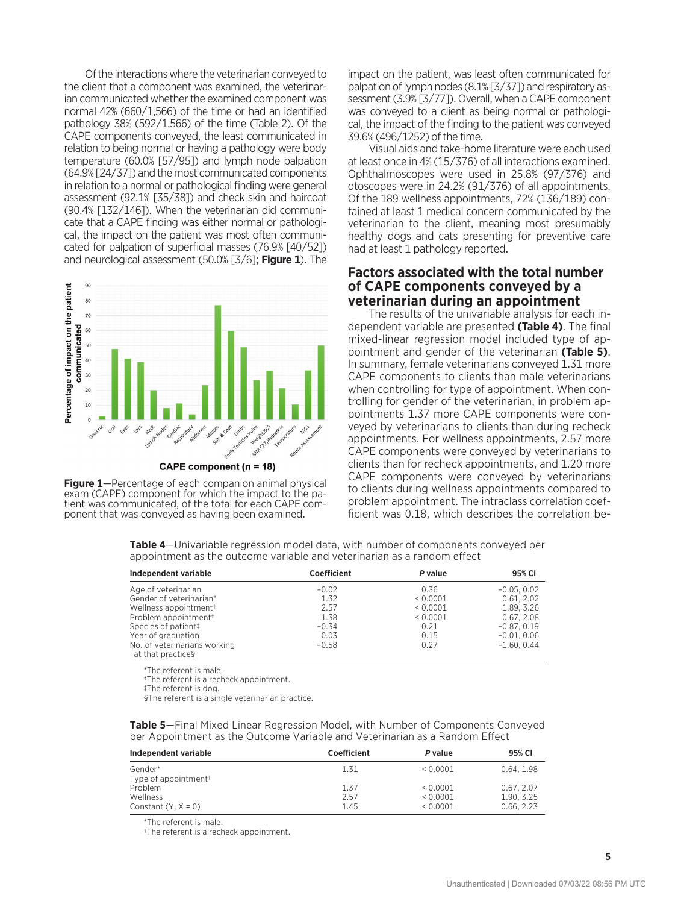Of the interactions where the veterinarian conveyed to the client that a component was examined, the veterinarian communicated whether the examined component was normal 42% (660/1,566) of the time or had an identified pathology 38% (592/1,566) of the time (Table 2). Of the CAPE components conveyed, the least communicated in relation to being normal or having a pathology were body temperature (60.0% [57/95]) and lymph node palpation (64.9% [24/37]) and the most communicated components in relation to a normal or pathological finding were general assessment (92.1% [35/38]) and check skin and haircoat (90.4% [132/146]). When the veterinarian did communicate that a CAPE finding was either normal or pathological, the impact on the patient was most often communicated for palpation of superficial masses (76.9% [40/52]) and neurological assessment (50.0% [3/6]; **Figure 1**). The impact on the patient, was least often communicated for palpation of lymph nodes (8.1% [3/37]) and respiratory assessment (3.9% [3/77]). Overall, when a CAPE component was conveyed to a client as being normal or pathological, the impact of the finding to the patient was conveyed 39.6% (496/1252) of the time.

**Figure 1**—Percentage of each companion animal physical exam (CAPE) component for which the impact to the patient was communicated, of the total for each CAPE component that was conveyed as having been examined.

Visual aids and take-home literature were each used at least once in 4% (15/376) of all interactions examined. Ophthalmoscopes were used in 25.8% (97/376) and otoscopes were in 24.2% (91/376) of all appointments. Of the 189 wellness appointments, 72% (136/189) contained at least 1 medical concern communicated by the veterinarian to the client, meaning most presumably healthy dogs and cats presenting for preventive care had at least 1 pathology reported.

## Factors associated with the total number of CAPE components conveyed by a veterinarian during an appointment

The results of the univariable analysis for each independent variable are presented **(Table 4)**. The final mixed-linear regression model included type of appointment and gender of the veterinarian **(Table 5)**. In summary, female veterinarians conveyed 1.31 more CAPE components to clients than male veterinarians when controlling for type of appointment. When controlling for gender of the veterinarian, in problem appointments 1.37 more CAPE components were conveyed by veterinarians to clients than during recheck appointments. For wellness appointments, 2.57 more CAPE components were conveyed by veterinarians to clients than for recheck appointments, and 1.20 more CAPE components were conveyed by veterinarians to clients during wellness appointments compared to problem appointment. The intraclass correlation coefficient was 0.18, which describes the correlation be-

**Table 4**—Univariable regression model data, with number of components conveyed per appointment as the outcome variable and veterinarian as a random effect

| Independent variable | Coefficient | *P* value | 95% CI |
|---|---|---|---|
| Age of veterinarian | −0.02 | 0.36 | −0.05, 0.02 |
| Gender of veterinarian* | 1.32 | < 0.0001 | 0.61, 2.02 |
| Wellness appointment† | 2.57 | < 0.0001 | 1.89, 3.26 |
| Problem appointment† | 1.38 | < 0.0001 | 0.67, 2.08 |
| Species of patient‡ | −0.34 | 0.21 | −0.87, 0.19 |
| Year of graduation | 0.03 | 0.15 | −0.01, 0.06 |
| No. of veterinarians working at that practice§ | −0.58 | 0.27 | −1.60, 0.44 |

*The referent is male.
†The referent is a recheck appointment.
‡The referent is dog.
§The referent is a single veterinarian practice.

**Table 5**—Final Mixed Linear Regression Model, with Number of Components Conveyed per Appointment as the Outcome Variable and Veterinarian as a Random Effect

| Independent variable | Coefficient | *P* value | 95% CI |
|---|---|---|---|
| Gender* | 1.31 | < 0.0001 | 0.64, 1.98 |
| Type of appointment† | | | |
| Problem | 1.37 | < 0.0001 | 0.67, 2.07 |
| Wellness | 2.57 | < 0.0001 | 1.90, 3.25 |
| Constant (Y, X = 0) | 1.45 | < 0.0001 | 0.66, 2.23 |

*The referent is male.
†The referent is a recheck appointment.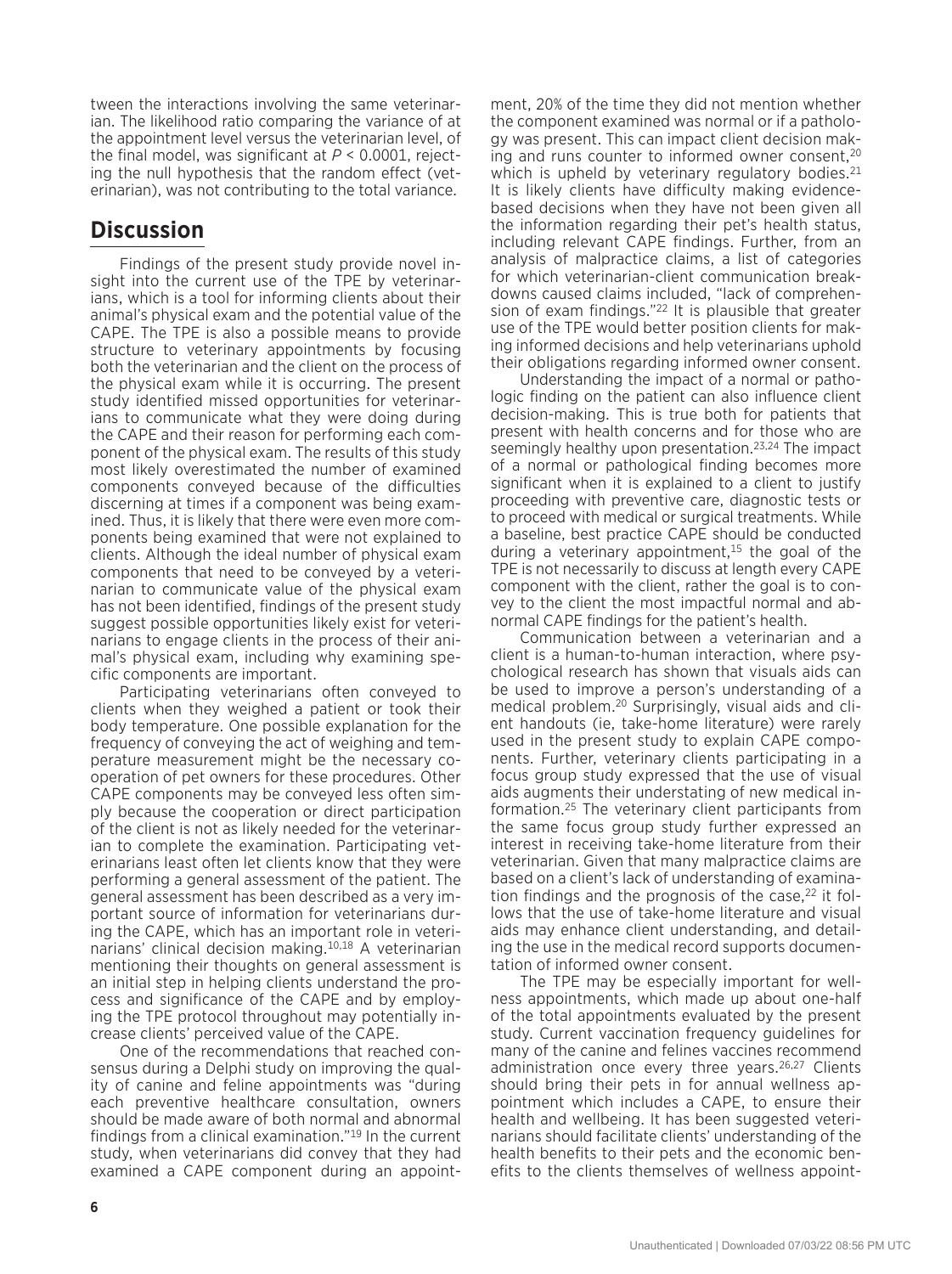tween the interactions involving the same veterinarian. The likelihood ratio comparing the variance of at the appointment level versus the veterinarian level, of the final model, was significant at $P < 0.0001$, rejecting the null hypothesis that the random effect (veterinarian), was not contributing to the total variance.

## Discussion

Findings of the present study provide novel insight into the current use of the TPE by veterinarians, which is a tool for informing clients about their animal's physical exam and the potential value of the CAPE. The TPE is also a possible means to provide structure to veterinary appointments by focusing both the veterinarian and the client on the process of the physical exam while it is occurring. The present study identified missed opportunities for veterinarians to communicate what they were doing during the CAPE and their reason for performing each component of the physical exam. The results of this study most likely overestimated the number of examined components conveyed because of the difficulties discerning at times if a component was being examined. Thus, it is likely that there were even more components being examined that were not explained to clients. Although the ideal number of physical exam components that need to be conveyed by a veterinarian to communicate value of the physical exam has not been identified, findings of the present study suggest possible opportunities likely exist for veterinarians to engage clients in the process of their animal's physical exam, including why examining specific components are important.

Participating veterinarians often conveyed to clients when they weighed a patient or took their body temperature. One possible explanation for the frequency of conveying the act of weighing and temperature measurement might be the necessary cooperation of pet owners for these procedures. Other CAPE components may be conveyed less often simply because the cooperation or direct participation of the client is not as likely needed for the veterinarian to complete the examination. Participating veterinarians least often let clients know that they were performing a general assessment of the patient. The general assessment has been described as a very important source of information for veterinarians during the CAPE, which has an important role in veterinarians' clinical decision making.[10,18] A veterinarian mentioning their thoughts on general assessment is an initial step in helping clients understand the process and significance of the CAPE and by employing the TPE protocol throughout may potentially increase clients' perceived value of the CAPE.

One of the recommendations that reached consensus during a Delphi study on improving the quality of canine and feline appointments was "during each preventive healthcare consultation, owners should be made aware of both normal and abnormal findings from a clinical examination."[19] In the current study, when veterinarians did convey that they had examined a CAPE component during an appointment, 20% of the time they did not mention whether the component examined was normal or if a pathology was present. This can impact client decision making and runs counter to informed owner consent,[20] which is upheld by veterinary regulatory bodies.[21] It is likely clients have difficulty making evidence-based decisions when they have not been given all the information regarding their pet's health status, including relevant CAPE findings. Further, from an analysis of malpractice claims, a list of categories for which veterinarian-client communication breakdowns caused claims included, "lack of comprehension of exam findings."[22] It is plausible that greater use of the TPE would better position clients for making informed decisions and help veterinarians uphold their obligations regarding informed owner consent.

Understanding the impact of a normal or pathologic finding on the patient can also influence client decision-making. This is true both for patients that present with health concerns and for those who are seemingly healthy upon presentation.[23,24] The impact of a normal or pathological finding becomes more significant when it is explained to a client to justify proceeding with preventive care, diagnostic tests or to proceed with medical or surgical treatments. While a baseline, best practice CAPE should be conducted during a veterinary appointment,[15] the goal of the TPE is not necessarily to discuss at length every CAPE component with the client, rather the goal is to convey to the client the most impactful normal and abnormal CAPE findings for the patient's health.

Communication between a veterinarian and a client is a human-to-human interaction, where psychological research has shown that visuals aids can be used to improve a person's understanding of a medical problem.[20] Surprisingly, visual aids and client handouts (ie, take-home literature) were rarely used in the present study to explain CAPE components. Further, veterinary clients participating in a focus group study expressed that the use of visual aids augments their understating of new medical information.[25] The veterinary client participants from the same focus group study further expressed an interest in receiving take-home literature from their veterinarian. Given that many malpractice claims are based on a client's lack of understanding of examination findings and the prognosis of the case,[22] it follows that the use of take-home literature and visual aids may enhance client understanding, and detailing the use in the medical record supports documentation of informed owner consent.

The TPE may be especially important for wellness appointments, which made up about one-half of the total appointments evaluated by the present study. Current vaccination frequency guidelines for many of the canine and felines vaccines recommend administration once every three years.[26,27] Clients should bring their pets in for annual wellness appointment which includes a CAPE, to ensure their health and wellbeing. It has been suggested veterinarians should facilitate clients' understanding of the health benefits to their pets and the economic benefits to the clients themselves of wellness appoint-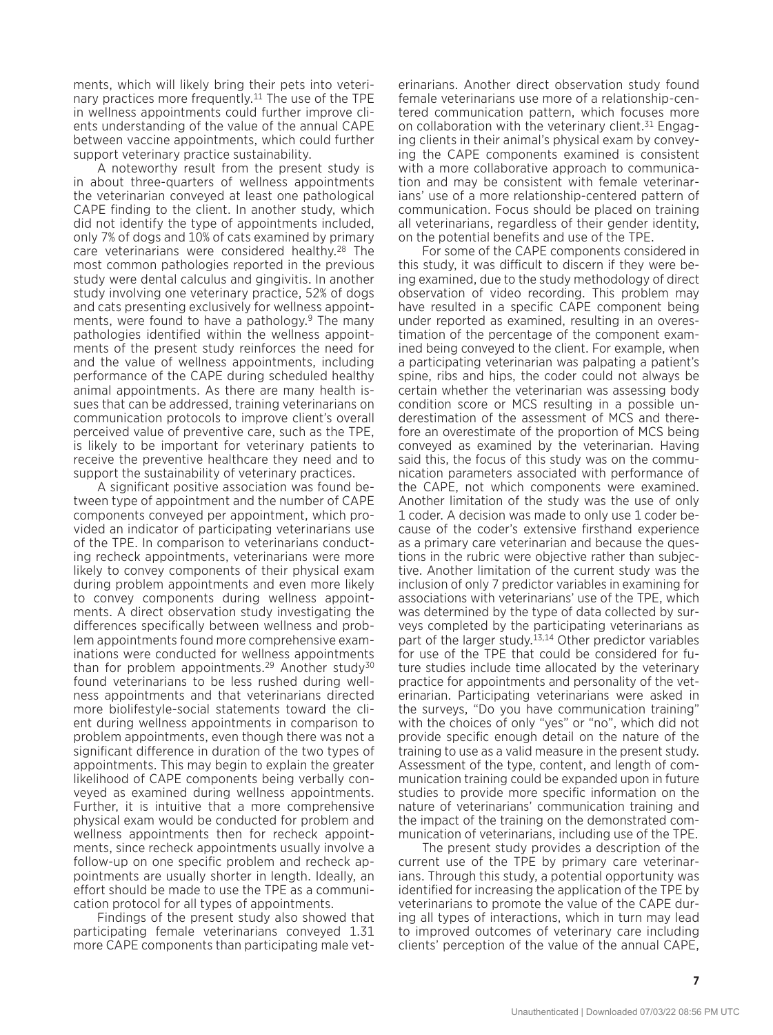ments, which will likely bring their pets into veterinary practices more frequently.[11] The use of the TPE in wellness appointments could further improve clients understanding of the value of the annual CAPE between vaccine appointments, which could further support veterinary practice sustainability.

A noteworthy result from the present study is in about three-quarters of wellness appointments the veterinarian conveyed at least one pathological CAPE finding to the client. In another study, which did not identify the type of appointments included, only 7% of dogs and 10% of cats examined by primary care veterinarians were considered healthy.[28] The most common pathologies reported in the previous study were dental calculus and gingivitis. In another study involving one veterinary practice, 52% of dogs and cats presenting exclusively for wellness appointments, were found to have a pathology.[9] The many pathologies identified within the wellness appointments of the present study reinforces the need for and the value of wellness appointments, including performance of the CAPE during scheduled healthy animal appointments. As there are many health issues that can be addressed, training veterinarians on communication protocols to improve client's overall perceived value of preventive care, such as the TPE, is likely to be important for veterinary patients to receive the preventive healthcare they need and to support the sustainability of veterinary practices.

A significant positive association was found between type of appointment and the number of CAPE components conveyed per appointment, which provided an indicator of participating veterinarians use of the TPE. In comparison to veterinarians conducting recheck appointments, veterinarians were more likely to convey components of their physical exam during problem appointments and even more likely to convey components during wellness appointments. A direct observation study investigating the differences specifically between wellness and problem appointments found more comprehensive examinations were conducted for wellness appointments than for problem appointments.[29] Another study[30] found veterinarians to be less rushed during wellness appointments and that veterinarians directed more biolifestyle-social statements toward the client during wellness appointments in comparison to problem appointments, even though there was not a significant difference in duration of the two types of appointments. This may begin to explain the greater likelihood of CAPE components being verbally conveyed as examined during wellness appointments. Further, it is intuitive that a more comprehensive physical exam would be conducted for problem and wellness appointments then for recheck appointments, since recheck appointments usually involve a follow-up on one specific problem and recheck appointments are usually shorter in length. Ideally, an effort should be made to use the TPE as a communication protocol for all types of appointments.

Findings of the present study also showed that participating female veterinarians conveyed 1.31 more CAPE components than participating male veterinarians. Another direct observation study found female veterinarians use more of a relationship-centered communication pattern, which focuses more on collaboration with the veterinary client.[31] Engaging clients in their animal's physical exam by conveying the CAPE components examined is consistent with a more collaborative approach to communication and may be consistent with female veterinarians' use of a more relationship-centered pattern of communication. Focus should be placed on training all veterinarians, regardless of their gender identity, on the potential benefits and use of the TPE.

For some of the CAPE components considered in this study, it was difficult to discern if they were being examined, due to the study methodology of direct observation of video recording. This problem may have resulted in a specific CAPE component being under reported as examined, resulting in an overestimation of the percentage of the component examined being conveyed to the client. For example, when a participating veterinarian was palpating a patient's spine, ribs and hips, the coder could not always be certain whether the veterinarian was assessing body condition score or MCS resulting in a possible underestimation of the assessment of MCS and therefore an overestimate of the proportion of MCS being conveyed as examined by the veterinarian. Having said this, the focus of this study was on the communication parameters associated with performance of the CAPE, not which components were examined. Another limitation of the study was the use of only 1 coder. A decision was made to only use 1 coder because of the coder's extensive firsthand experience as a primary care veterinarian and because the questions in the rubric were objective rather than subjective. Another limitation of the current study was the inclusion of only 7 predictor variables in examining for associations with veterinarians' use of the TPE, which was determined by the type of data collected by surveys completed by the participating veterinarians as part of the larger study.[13,14] Other predictor variables for use of the TPE that could be considered for future studies include time allocated by the veterinary practice for appointments and personality of the veterinarian. Participating veterinarians were asked in the surveys, "Do you have communication training" with the choices of only "yes" or "no", which did not provide specific enough detail on the nature of the training to use as a valid measure in the present study. Assessment of the type, content, and length of communication training could be expanded upon in future studies to provide more specific information on the nature of veterinarians' communication training and the impact of the training on the demonstrated communication of veterinarians, including use of the TPE.

The present study provides a description of the current use of the TPE by primary care veterinarians. Through this study, a potential opportunity was identified for increasing the application of the TPE by veterinarians to promote the value of the CAPE during all types of interactions, which in turn may lead to improved outcomes of veterinary care including clients' perception of the value of the annual CAPE,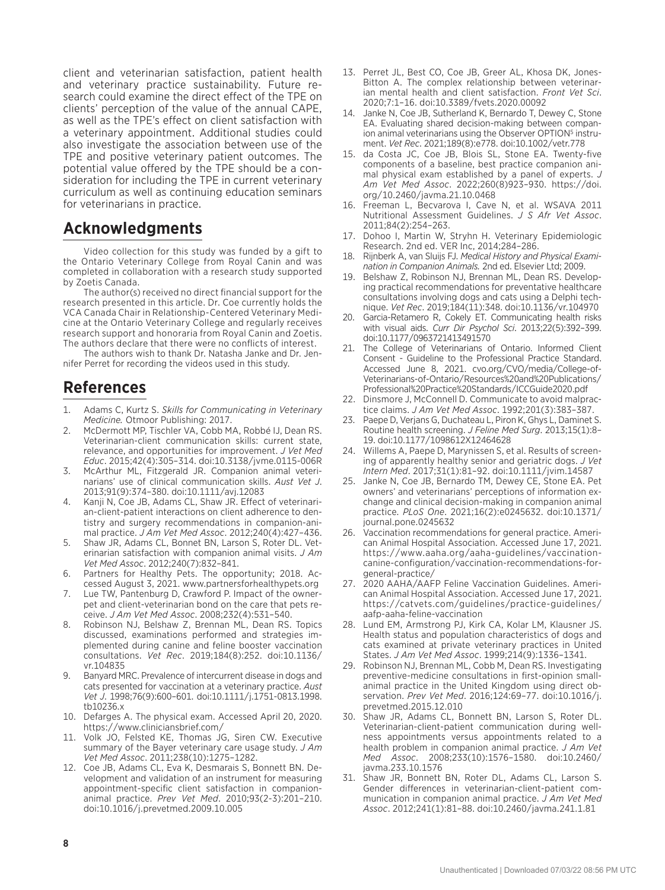client and veterinarian satisfaction, patient health and veterinary practice sustainability. Future research could examine the direct effect of the TPE on clients' perception of the value of the annual CAPE, as well as the TPE's effect on client satisfaction with a veterinary appointment. Additional studies could also investigate the association between use of the TPE and positive veterinary patient outcomes. The potential value offered by the TPE should be a consideration for including the TPE in current veterinary curriculum as well as continuing education seminars for veterinarians in practice.

## Acknowledgments

Video collection for this study was funded by a gift to the Ontario Veterinary College from Royal Canin and was completed in collaboration with a research study supported by Zoetis Canada.

The author(s) received no direct financial support for the research presented in this article. Dr. Coe currently holds the VCA Canada Chair in Relationship-Centered Veterinary Medicine at the Ontario Veterinary College and regularly receives research support and honoraria from Royal Canin and Zoetis. The authors declare that there were no conflicts of interest.

The authors wish to thank Dr. Natasha Janke and Dr. Jennifer Perret for recording the videos used in this study.

## References

1. Adams C, Kurtz S. *Skills for Communicating in Veterinary Medicine.* Otmoor Publishing: 2017.
2. McDermott MP, Tischler VA, Cobb MA, Robbé IJ, Dean RS. Veterinarian-client communication skills: current state, relevance, and opportunities for improvement. *J Vet Med Educ*. 2015;42(4):305–314. doi:10.3138/jvme.0115-006R
3. McArthur ML, Fitzgerald JR. Companion animal veterinarians' use of clinical communication skills. *Aust Vet J*. 2013;91(9):374–380. doi:10.1111/avj.12083
4. Kanji N, Coe JB, Adams CL, Shaw JR. Effect of veterinarian-client-patient interactions on client adherence to dentistry and surgery recommendations in companion-animal practice. *J Am Vet Med Assoc*. 2012;240(4):427–436.
5. Shaw JR, Adams CL, Bonnet BN, Larson S, Roter DL. Veterinarian satisfaction with companion animal visits. *J Am Vet Med Assoc*. 2012;240(7):832–841.
6. Partners for Healthy Pets. The opportunity; 2018. Accessed August 3, 2021. www.partnersforhealthypets.org
7. Lue TW, Pantenburg D, Crawford P. Impact of the owner-pet and client-veterinarian bond on the care that pets receive. *J Am Vet Med Assoc*. 2008;232(4):531–540.
8. Robinson NJ, Belshaw Z, Brennan ML, Dean RS. Topics discussed, examinations performed and strategies implemented during canine and feline booster vaccination consultations. *Vet Rec*. 2019;184(8):252. doi:10.1136/vr.104835
9. Banyard MRC. Prevalence of intercurrent disease in dogs and cats presented for vaccination at a veterinary practice. *Aust Vet J.* 1998;76(9):600–601. doi:10.1111/j.1751-0813.1998.tb10236.x
10. Defarges A. The physical exam. Accessed April 20, 2020. https://www.cliniciansbrief.com/
11. Volk JO, Felsted KE, Thomas JG, Siren CW. Executive summary of the Bayer veterinary care usage study. *J Am Vet Med Assoc*. 2011;238(10):1275–1282.
12. Coe JB, Adams CL, Eva K, Desmarais S, Bonnett BN. Development and validation of an instrument for measuring appointment-specific client satisfaction in companion-animal practice. *Prev Vet Med*. 2010;93(2-3):201–210. doi:10.1016/j.prevetmed.2009.10.005
13. Perret JL, Best CO, Coe JB, Greer AL, Khosa DK, Jones-Bitton A. The complex relationship between veterinarian mental health and client satisfaction. *Front Vet Sci*. 2020;7:1–16. doi:10.3389/fvets.2020.00092
14. Janke N, Coe JB, Sutherland K, Bernardo T, Dewey C, Stone EA. Evaluating shared decision-making between companion animal veterinarians using the Observer OPTION5 instrument. *Vet Rec*. 2021;189(8):e778. doi:10.1002/vetr.778
15. da Costa JC, Coe JB, Blois SL, Stone EA. Twenty-five components of a baseline, best practice companion animal physical exam established by a panel of experts. *J Am Vet Med Assoc*. 2022;260(8)923–930. https://doi.org/10.2460/javma.21.10.0468
16. Freeman L, Becvarova I, Cave N, et al. WSAVA 2011 Nutritional Assessment Guidelines. *J S Afr Vet Assoc*. 2011;84(2):254–263.
17. Dohoo I, Martin W, Stryhn H. Veterinary Epidemiologic Research. 2nd ed. VER Inc, 2014;284–286.
18. Rijnberk A, van Sluijs FJ. *Medical History and Physical Examination in Companion Animals.* 2nd ed. Elsevier Ltd; 2009.
19. Belshaw Z, Robinson NJ, Brennan ML, Dean RS. Developing practical recommendations for preventative healthcare consultations involving dogs and cats using a Delphi technique. *Vet Rec*. 2019;184(11):348. doi:10.1136/vr.104970
20. Garcia-Retamero R, Cokely ET. Communicating health risks with visual aids. *Curr Dir Psychol Sci*. 2013;22(5):392–399. doi:10.1177/0963721413491570
21. The College of Veterinarians of Ontario. Informed Client Consent - Guideline to the Professional Practice Standard. Accessed June 8, 2021. cvo.org/CVO/media/College-of-Veterinarians-of-Ontario/Resources%20and%20Publications/Professional%20Practice%20Standards/ICCGuide2020.pdf
22. Dinsmore J, McConnell D. Communicate to avoid malpractice claims. *J Am Vet Med Assoc*. 1992;201(3):383–387.
23. Paepe D, Verjans G, Duchateau L, Piron K, Ghys L, Daminet S. Routine health screening. *J Feline Med Surg*. 2013;15(1):8–19. doi:10.1177/1098612X12464628
24. Willems A, Paepe D, Marynissen S, et al. Results of screening of apparently healthy senior and geriatric dogs. *J Vet Intern Med*. 2017;31(1):81–92. doi:10.1111/jvim.14587
25. Janke N, Coe JB, Bernardo TM, Dewey CE, Stone EA. Pet owners' and veterinarians' perceptions of information exchange and clinical decision-making in companion animal practice. *PLoS One*. 2021;16(2):e0245632. doi:10.1371/journal.pone.0245632
26. Vaccination recommendations for general practice. American Animal Hospital Association. Accessed June 17, 2021. https://www.aaha.org/aaha-guidelines/vaccination-canine-configuration/vaccination-recommendations-for-general-practice/
27. 2020 AAHA/AAFP Feline Vaccination Guidelines. American Animal Hospital Association. Accessed June 17, 2021. https://catvets.com/guidelines/practice-guidelines/aafp-aaha-feline-vaccination
28. Lund EM, Armstrong PJ, Kirk CA, Kolar LM, Klausner JS. Health status and population characteristics of dogs and cats examined at private veterinary practices in United States. *J Am Vet Med Assoc*. 1999;214(9):1336–1341.
29. Robinson NJ, Brennan ML, Cobb M, Dean RS. Investigating preventive-medicine consultations in first-opinion small-animal practice in the United Kingdom using direct observation. *Prev Vet Med*. 2016;124:69–77. doi:10.1016/j.prevetmed.2015.12.010
30. Shaw JR, Adams CL, Bonnett BN, Larson S, Roter DL. Veterinarian-client-patient communication during wellness appointments versus appointments related to a health problem in companion animal practice. *J Am Vet Med Assoc*. 2008;233(10):1576–1580. doi:10.2460/javma.233.10.1576
31. Shaw JR, Bonnett BN, Roter DL, Adams CL, Larson S. Gender differences in veterinarian-client-patient communication in companion animal practice. *J Am Vet Med Assoc*. 2012;241(1):81–88. doi:10.2460/javma.241.1.81